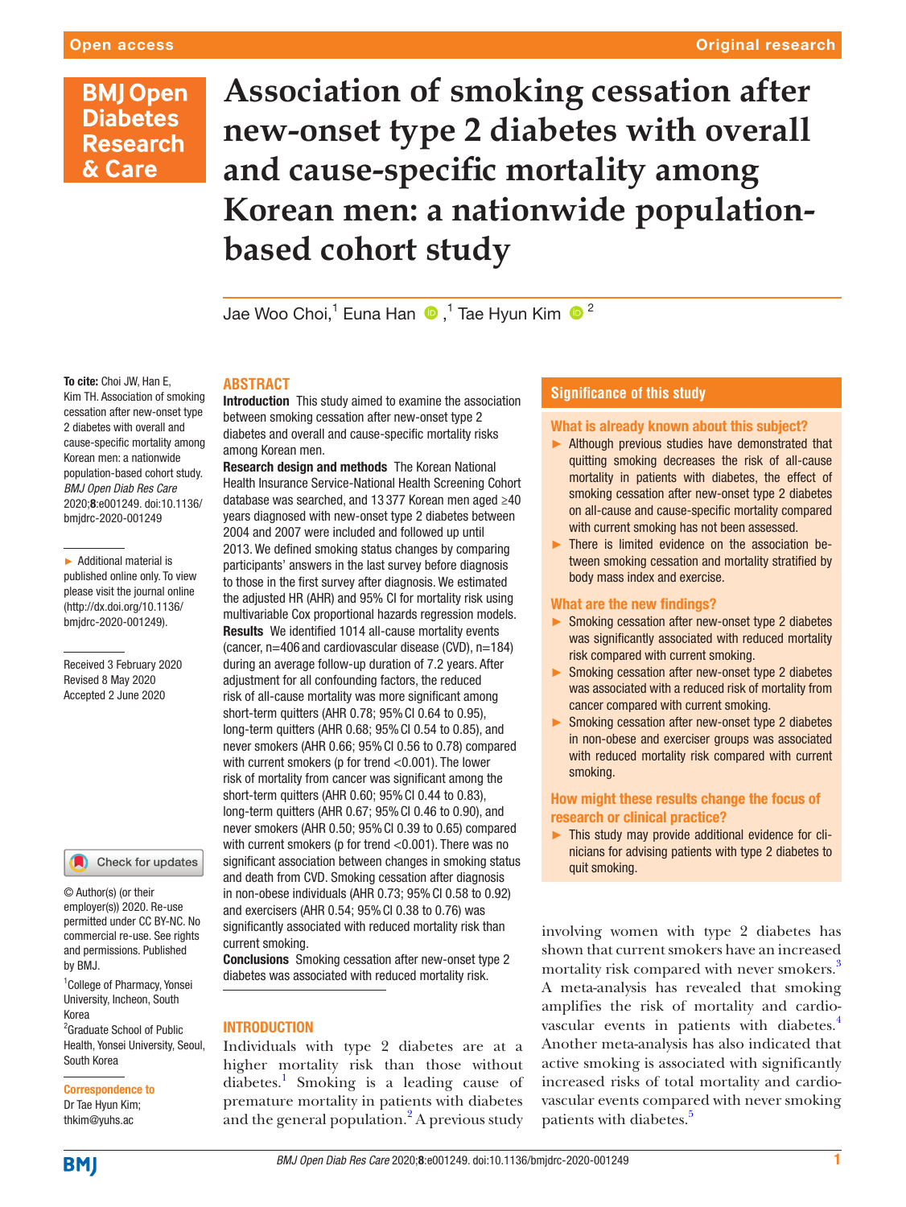# Association of smoking cessation after new-onset type 2 diabetes with overall and cause-specific mortality among Korean men: a nationwide population-based cohort study

Jae Woo Choi,[1] Euna Han ,[1] Tae Hyun Kim [2]

**To cite:** Choi JW, Han E, Kim TH. Association of smoking cessation after new-onset type 2 diabetes with overall and cause-specific mortality among Korean men: a nationwide population-based cohort study. *BMJ Open Diab Res Care* 2020;**8**:e001249. doi:10.1136/bmjdrc-2020-001249

► Additional material is published online only. To view please visit the journal online (http://dx.doi.org/10.1136/bmjdrc-2020-001249).

Received 3 February 2020
Revised 8 May 2020
Accepted 2 June 2020

© Author(s) (or their employer(s)) 2020. Re-use permitted under CC BY-NC. No commercial re-use. See rights and permissions. Published by BMJ.

[1]College of Pharmacy, Yonsei University, Incheon, South Korea
[2]Graduate School of Public Health, Yonsei University, Seoul, South Korea

**Correspondence to**
Dr Tae Hyun Kim;
thkim@yuhs.ac

## ABSTRACT

**Introduction** This study aimed to examine the association between smoking cessation after new-onset type 2 diabetes and overall and cause-specific mortality risks among Korean men.

**Research design and methods** The Korean National Health Insurance Service-National Health Screening Cohort database was searched, and 13 377 Korean men aged ≥40 years diagnosed with new-onset type 2 diabetes between 2004 and 2007 were included and followed up until 2013. We defined smoking status changes by comparing participants' answers in the last survey before diagnosis to those in the first survey after diagnosis. We estimated the adjusted HR (AHR) and 95% CI for mortality risk using multivariable Cox proportional hazards regression models.

**Results** We identified 1014 all-cause mortality events (cancer, n=406 and cardiovascular disease (CVD), n=184) during an average follow-up duration of 7.2 years. After adjustment for all confounding factors, the reduced risk of all-cause mortality was more significant among short-term quitters (AHR 0.78; 95% CI 0.64 to 0.95), long-term quitters (AHR 0.68; 95% CI 0.54 to 0.85), and never smokers (AHR 0.66; 95% CI 0.56 to 0.78) compared with current smokers (p for trend <0.001). The lower risk of mortality from cancer was significant among the short-term quitters (AHR 0.60; 95% CI 0.44 to 0.83), long-term quitters (AHR 0.67; 95% CI 0.46 to 0.90), and never smokers (AHR 0.50; 95% CI 0.39 to 0.65) compared with current smokers (p for trend <0.001). There was no significant association between changes in smoking status and death from CVD. Smoking cessation after diagnosis in non-obese individuals (AHR 0.73; 95% CI 0.58 to 0.92) and exercisers (AHR 0.54; 95% CI 0.38 to 0.76) was significantly associated with reduced mortality risk than current smoking.

**Conclusions** Smoking cessation after new-onset type 2 diabetes was associated with reduced mortality risk.

## Significance of this study

### What is already known about this subject?

- Although previous studies have demonstrated that quitting smoking decreases the risk of all-cause mortality in patients with diabetes, the effect of smoking cessation after new-onset type 2 diabetes on all-cause and cause-specific mortality compared with current smoking has not been assessed.
- There is limited evidence on the association between smoking cessation and mortality stratified by body mass index and exercise.

### What are the new findings?

- Smoking cessation after new-onset type 2 diabetes was significantly associated with reduced mortality risk compared with current smoking.
- Smoking cessation after new-onset type 2 diabetes was associated with a reduced risk of mortality from cancer compared with current smoking.
- Smoking cessation after new-onset type 2 diabetes in non-obese and exerciser groups was associated with reduced mortality risk compared with current smoking.

### How might these results change the focus of research or clinical practice?

- This study may provide additional evidence for clinicians for advising patients with type 2 diabetes to quit smoking.

## INTRODUCTION

Individuals with type 2 diabetes are at a higher mortality risk than those without diabetes.[1] Smoking is a leading cause of premature mortality in patients with diabetes and the general population.[2] A previous study involving women with type 2 diabetes has shown that current smokers have an increased mortality risk compared with never smokers.[3] A meta-analysis has revealed that smoking amplifies the risk of mortality and cardiovascular events in patients with diabetes.[4] Another meta-analysis has also indicated that active smoking is associated with significantly increased risks of total mortality and cardiovascular events compared with never smoking patients with diabetes.[5]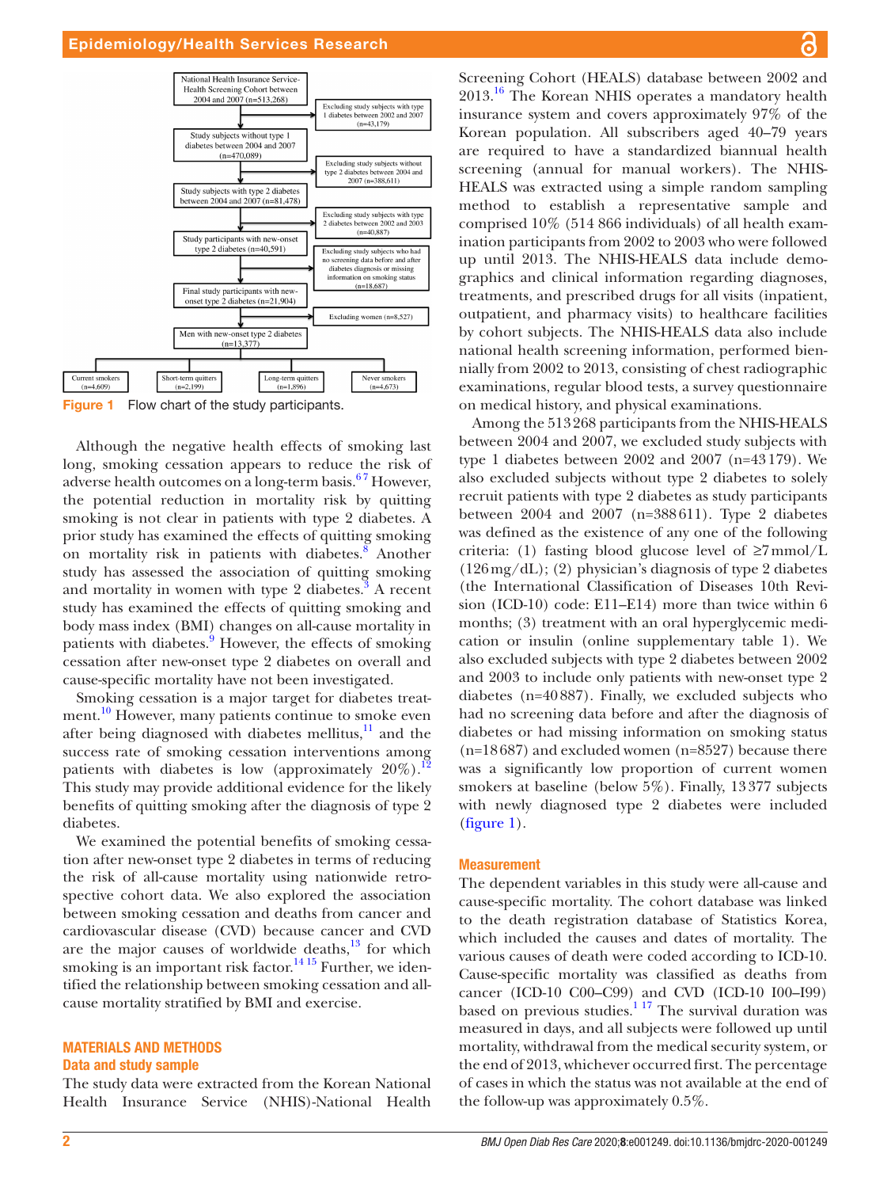National Health Insurance Service-Health Screening Cohort between 2004 and 2007 (n=513,268)

Excluding study subjects with type 1 diabetes between 2002 and 2007 (n=43,179)

Study subjects without type 1 diabetes between 2004 and 2007 (n=470,089)

Excluding study subjects without type 2 diabetes between 2004 and 2007 (n=388,611)

Study subjects with type 2 diabetes between 2004 and 2007 (n=81,478)

Excluding study subjects with type 2 diabetes between 2002 and 2003 (n=40,887)

Study participants with new-onset type 2 diabetes (n=40,591)

Excluding study subjects who had no screening data before and after diabetes diagnosis or missing information on smoking status (n=18,687)

Final study participants with new-onset type 2 diabetes (n=21,904)

Excluding women (n=8,527)

Men with new-onset type 2 diabetes (n=13,377)

Current smokers (n=4,609) | Short-term quitters (n=2,199) | Long-term quitters (n=1,896) | Never smokers (n=4,673)

**Figure 1** Flow chart of the study participants.

Although the negative health effects of smoking last long, smoking cessation appears to reduce the risk of adverse health outcomes on a long-term basis.[6,7] However, the potential reduction in mortality risk by quitting smoking is not clear in patients with type 2 diabetes. A prior study has examined the effects of quitting smoking on mortality risk in patients with diabetes.[8] Another study has assessed the association of quitting smoking and mortality in women with type 2 diabetes.[3] A recent study has examined the effects of quitting smoking and body mass index (BMI) changes on all-cause mortality in patients with diabetes.[9] However, the effects of smoking cessation after new-onset type 2 diabetes on overall and cause-specific mortality have not been investigated.

Smoking cessation is a major target for diabetes treatment.[10] However, many patients continue to smoke even after being diagnosed with diabetes mellitus,[11] and the success rate of smoking cessation interventions among patients with diabetes is low (approximately 20%).[12] This study may provide additional evidence for the likely benefits of quitting smoking after the diagnosis of type 2 diabetes.

We examined the potential benefits of smoking cessation after new-onset type 2 diabetes in terms of reducing the risk of all-cause mortality using nationwide retrospective cohort data. We also explored the association between smoking cessation and deaths from cancer and cardiovascular disease (CVD) because cancer and CVD are the major causes of worldwide deaths,[13] for which smoking is an important risk factor.[14,15] Further, we identified the relationship between smoking cessation and all-cause mortality stratified by BMI and exercise.

## MATERIALS AND METHODS

### Data and study sample

The study data were extracted from the Korean National Health Insurance Service (NHIS)-National Health Screening Cohort (HEALS) database between 2002 and 2013.[16] The Korean NHIS operates a mandatory health insurance system and covers approximately 97% of the Korean population. All subscribers aged 40–79 years are required to have a standardized biannual health screening (annual for manual workers). The NHIS-HEALS was extracted using a simple random sampling method to establish a representative sample and comprised 10% (514 866 individuals) of all health examination participants from 2002 to 2003 who were followed up until 2013. The NHIS-HEALS data include demographics and clinical information regarding diagnoses, treatments, and prescribed drugs for all visits (inpatient, outpatient, and pharmacy visits) to healthcare facilities by cohort subjects. The NHIS-HEALS data also include national health screening information, performed biennially from 2002 to 2013, consisting of chest radiographic examinations, regular blood tests, a survey questionnaire on medical history, and physical examinations.

Among the 513 268 participants from the NHIS-HEALS between 2004 and 2007, we excluded study subjects with type 1 diabetes between 2002 and 2007 (n=43 179). We also excluded subjects without type 2 diabetes to solely recruit patients with type 2 diabetes as study participants between 2004 and 2007 (n=388 611). Type 2 diabetes was defined as the existence of any one of the following criteria: (1) fasting blood glucose level of ≥7 mmol/L (126 mg/dL); (2) physician's diagnosis of type 2 diabetes (the International Classification of Diseases 10th Revision (ICD-10) code: E11–E14) more than twice within 6 months; (3) treatment with an oral hyperglycemic medication or insulin (online supplementary table 1). We also excluded subjects with type 2 diabetes between 2002 and 2003 to include only patients with new-onset type 2 diabetes (n=40 887). Finally, we excluded subjects who had no screening data before and after the diagnosis of diabetes or had missing information on smoking status (n=18 687) and excluded women (n=8527) because there was a significantly low proportion of current women smokers at baseline (below 5%). Finally, 13 377 subjects with newly diagnosed type 2 diabetes were included (figure 1).

### Measurement

The dependent variables in this study were all-cause and cause-specific mortality. The cohort database was linked to the death registration database of Statistics Korea, which included the causes and dates of mortality. The various causes of death were coded according to ICD-10. Cause-specific mortality was classified as deaths from cancer (ICD-10 C00–C99) and CVD (ICD-10 I00–I99) based on previous studies.[1,17] The survival duration was measured in days, and all subjects were followed up until mortality, withdrawal from the medical security system, or the end of 2013, whichever occurred first. The percentage of cases in which the status was not available at the end of the follow-up was approximately 0.5%.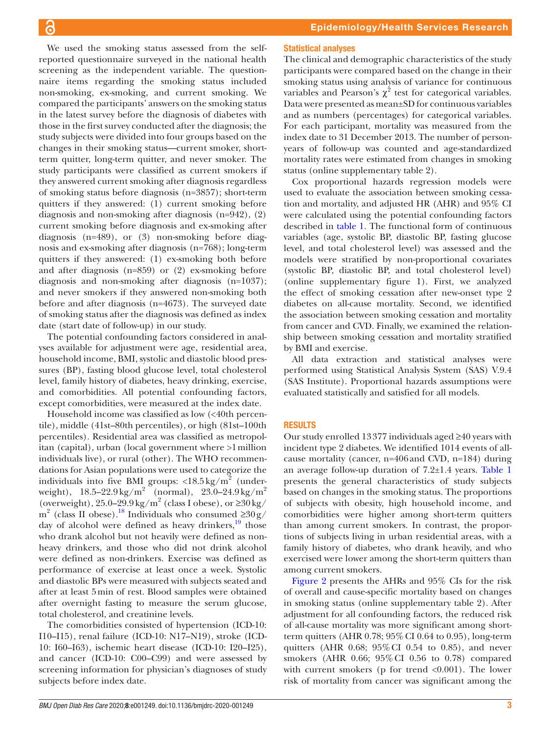We used the smoking status assessed from the self-reported questionnaire surveyed in the national health screening as the independent variable. The questionnaire items regarding the smoking status included non-smoking, ex-smoking, and current smoking. We compared the participants' answers on the smoking status in the latest survey before the diagnosis of diabetes with those in the first survey conducted after the diagnosis; the study subjects were divided into four groups based on the changes in their smoking status—current smoker, short-term quitter, long-term quitter, and never smoker. The study participants were classified as current smokers if they answered current smoking after diagnosis regardless of smoking status before diagnosis (n=3857); short-term quitters if they answered: (1) current smoking before diagnosis and non-smoking after diagnosis (n=942), (2) current smoking before diagnosis and ex-smoking after diagnosis (n=489), or (3) non-smoking before diagnosis and ex-smoking after diagnosis (n=768); long-term quitters if they answered: (1) ex-smoking both before and after diagnosis (n=859) or (2) ex-smoking before diagnosis and non-smoking after diagnosis (n=1037); and never smokers if they answered non-smoking both before and after diagnosis (n=4673). The surveyed date of smoking status after the diagnosis was defined as index date (start date of follow-up) in our study.

The potential confounding factors considered in analyses available for adjustment were age, residential area, household income, BMI, systolic and diastolic blood pressures (BP), fasting blood glucose level, total cholesterol level, family history of diabetes, heavy drinking, exercise, and comorbidities. All potential confounding factors, except comorbidities, were measured at the index date.

Household income was classified as low (<40th percentile), middle (41st–80th percentiles), or high (81st–100th percentiles). Residential area was classified as metropolitan (capital), urban (local government where >1 million individuals live), or rural (other). The WHO recommendations for Asian populations were used to categorize the individuals into five BMI groups: <18.5 kg/m$^2$ (underweight), 18.5–22.9 kg/m$^2$ (normal), 23.0–24.9 kg/m$^2$ (overweight), 25.0–29.9 kg/m$^2$ (class I obese), or ≥30 kg/m$^2$ (class II obese).[18] Individuals who consumed ≥30 g/day of alcohol were defined as heavy drinkers,[19] those who drank alcohol but not heavily were defined as non-heavy drinkers, and those who did not drink alcohol were defined as non-drinkers. Exercise was defined as performance of exercise at least once a week. Systolic and diastolic BPs were measured with subjects seated and after at least 5 min of rest. Blood samples were obtained after overnight fasting to measure the serum glucose, total cholesterol, and creatinine levels.

The comorbidities consisted of hypertension (ICD-10: I10–I15), renal failure (ICD-10: N17–N19), stroke (ICD-10: I60–I63), ischemic heart disease (ICD-10: I20–I25), and cancer (ICD-10: C00–C99) and were assessed by screening information for physician's diagnoses of study subjects before index date.

### Statistical analyses

The clinical and demographic characteristics of the study participants were compared based on the change in their smoking status using analysis of variance for continuous variables and Pearson's $\chi^2$ test for categorical variables. Data were presented as mean±SD for continuous variables and as numbers (percentages) for categorical variables. For each participant, mortality was measured from the index date to 31 December 2013. The number of person-years of follow-up was counted and age-standardized mortality rates were estimated from changes in smoking status (online supplementary table 2).

Cox proportional hazards regression models were used to evaluate the association between smoking cessation and mortality, and adjusted HR (AHR) and 95% CI were calculated using the potential confounding factors described in table 1. The functional form of continuous variables (age, systolic BP, diastolic BP, fasting glucose level, and total cholesterol level) was assessed and the models were stratified by non-proportional covariates (systolic BP, diastolic BP, and total cholesterol level) (online supplementary figure 1). First, we analyzed the effect of smoking cessation after new-onset type 2 diabetes on all-cause mortality. Second, we identified the association between smoking cessation and mortality from cancer and CVD. Finally, we examined the relationship between smoking cessation and mortality stratified by BMI and exercise.

All data extraction and statistical analyses were performed using Statistical Analysis System (SAS) V.9.4 (SAS Institute). Proportional hazards assumptions were evaluated statistically and satisfied for all models.

## RESULTS

Our study enrolled 13 377 individuals aged ≥40 years with incident type 2 diabetes. We identified 1014 events of all-cause mortality (cancer, n=406 and CVD, n=184) during an average follow-up duration of 7.2±1.4 years. Table 1 presents the general characteristics of study subjects based on changes in the smoking status. The proportions of subjects with obesity, high household income, and comorbidities were higher among short-term quitters than among current smokers. In contrast, the proportions of subjects living in urban residential areas, with a family history of diabetes, who drank heavily, and who exercised were lower among the short-term quitters than among current smokers.

Figure 2 presents the AHRs and 95% CIs for the risk of overall and cause-specific mortality based on changes in smoking status (online supplementary table 2). After adjustment for all confounding factors, the reduced risk of all-cause mortality was more significant among short-term quitters (AHR 0.78; 95% CI 0.64 to 0.95), long-term quitters (AHR 0.68; 95% CI 0.54 to 0.85), and never smokers (AHR 0.66; 95% CI 0.56 to 0.78) compared with current smokers (p for trend <0.001). The lower risk of mortality from cancer was significant among the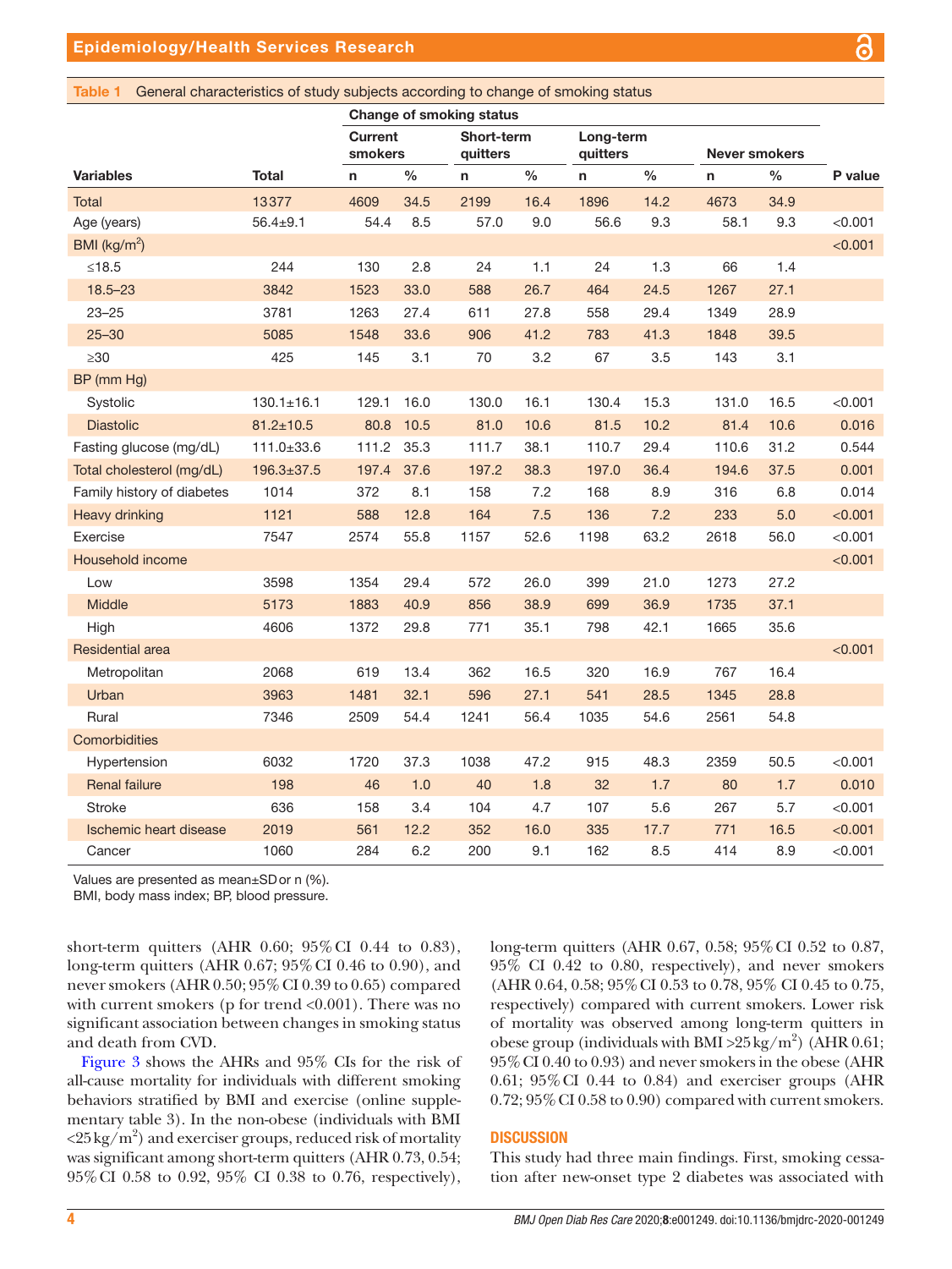**Table 1** General characteristics of study subjects according to change of smoking status

| Variables | Total | Change of smoking status | | | | | | | | P value |
|---|---|---|---|---|---|---|---|---|---|---|
| | | Current smokers | | Short-term quitters | | Long-term quitters | | Never smokers | | |
| | | n | % | n | % | n | % | n | % | |
| Total | 13377 | 4609 | 34.5 | 2199 | 16.4 | 1896 | 14.2 | 4673 | 34.9 | |
| Age (years) | 56.4±9.1 | 54.4 | 8.5 | 57.0 | 9.0 | 56.6 | 9.3 | 58.1 | 9.3 | <0.001 |
| BMI (kg/m$^2$) | | | | | | | | | | <0.001 |
| ≤18.5 | 244 | 130 | 2.8 | 24 | 1.1 | 24 | 1.3 | 66 | 1.4 | |
| 18.5–23 | 3842 | 1523 | 33.0 | 588 | 26.7 | 464 | 24.5 | 1267 | 27.1 | |
| 23–25 | 3781 | 1263 | 27.4 | 611 | 27.8 | 558 | 29.4 | 1349 | 28.9 | |
| 25–30 | 5085 | 1548 | 33.6 | 906 | 41.2 | 783 | 41.3 | 1848 | 39.5 | |
| ≥30 | 425 | 145 | 3.1 | 70 | 3.2 | 67 | 3.5 | 143 | 3.1 | |
| BP (mm Hg) | | | | | | | | | | |
| Systolic | 130.1±16.1 | 129.1 | 16.0 | 130.0 | 16.1 | 130.4 | 15.3 | 131.0 | 16.5 | <0.001 |
| Diastolic | 81.2±10.5 | 80.8 | 10.5 | 81.0 | 10.6 | 81.5 | 10.2 | 81.4 | 10.6 | 0.016 |
| Fasting glucose (mg/dL) | 111.0±33.6 | 111.2 | 35.3 | 111.7 | 38.1 | 110.7 | 29.4 | 110.6 | 31.2 | 0.544 |
| Total cholesterol (mg/dL) | 196.3±37.5 | 197.4 | 37.6 | 197.2 | 38.3 | 197.0 | 36.4 | 194.6 | 37.5 | 0.001 |
| Family history of diabetes | 1014 | 372 | 8.1 | 158 | 7.2 | 168 | 8.9 | 316 | 6.8 | 0.014 |
| Heavy drinking | 1121 | 588 | 12.8 | 164 | 7.5 | 136 | 7.2 | 233 | 5.0 | <0.001 |
| Exercise | 7547 | 2574 | 55.8 | 1157 | 52.6 | 1198 | 63.2 | 2618 | 56.0 | <0.001 |
| Household income | | | | | | | | | | <0.001 |
| Low | 3598 | 1354 | 29.4 | 572 | 26.0 | 399 | 21.0 | 1273 | 27.2 | |
| Middle | 5173 | 1883 | 40.9 | 856 | 38.9 | 699 | 36.9 | 1735 | 37.1 | |
| High | 4606 | 1372 | 29.8 | 771 | 35.1 | 798 | 42.1 | 1665 | 35.6 | |
| Residential area | | | | | | | | | | <0.001 |
| Metropolitan | 2068 | 619 | 13.4 | 362 | 16.5 | 320 | 16.9 | 767 | 16.4 | |
| Urban | 3963 | 1481 | 32.1 | 596 | 27.1 | 541 | 28.5 | 1345 | 28.8 | |
| Rural | 7346 | 2509 | 54.4 | 1241 | 56.4 | 1035 | 54.6 | 2561 | 54.8 | |
| Comorbidities | | | | | | | | | | |
| Hypertension | 6032 | 1720 | 37.3 | 1038 | 47.2 | 915 | 48.3 | 2359 | 50.5 | <0.001 |
| Renal failure | 198 | 46 | 1.0 | 40 | 1.8 | 32 | 1.7 | 80 | 1.7 | 0.010 |
| Stroke | 636 | 158 | 3.4 | 104 | 4.7 | 107 | 5.6 | 267 | 5.7 | <0.001 |
| Ischemic heart disease | 2019 | 561 | 12.2 | 352 | 16.0 | 335 | 17.7 | 771 | 16.5 | <0.001 |
| Cancer | 1060 | 284 | 6.2 | 200 | 9.1 | 162 | 8.5 | 414 | 8.9 | <0.001 |

Values are presented as mean±SD or n (%).
BMI, body mass index; BP, blood pressure.

short-term quitters (AHR 0.60; 95% CI 0.44 to 0.83), long-term quitters (AHR 0.67; 95% CI 0.46 to 0.90), and never smokers (AHR 0.50; 95% CI 0.39 to 0.65) compared with current smokers (p for trend <0.001). There was no significant association between changes in smoking status and death from CVD.

Figure 3 shows the AHRs and 95% CIs for the risk of all-cause mortality for individuals with different smoking behaviors stratified by BMI and exercise (online supplementary table 3). In the non-obese (individuals with BMI <25 kg/m$^2$) and exerciser groups, reduced risk of mortality was significant among short-term quitters (AHR 0.73, 0.54; 95% CI 0.58 to 0.92, 95% CI 0.38 to 0.76, respectively), long-term quitters (AHR 0.67, 0.58; 95% CI 0.52 to 0.87, 95% CI 0.42 to 0.80, respectively), and never smokers (AHR 0.64, 0.58; 95% CI 0.53 to 0.78, 95% CI 0.45 to 0.75, respectively) compared with current smokers. Lower risk of mortality was observed among long-term quitters in obese group (individuals with BMI >25 kg/m$^2$) (AHR 0.61; 95% CI 0.40 to 0.93) and never smokers in the obese (AHR 0.61; 95% CI 0.44 to 0.84) and exerciser groups (AHR 0.72; 95% CI 0.58 to 0.90) compared with current smokers.

## DISCUSSION

This study had three main findings. First, smoking cessation after new-onset type 2 diabetes was associated with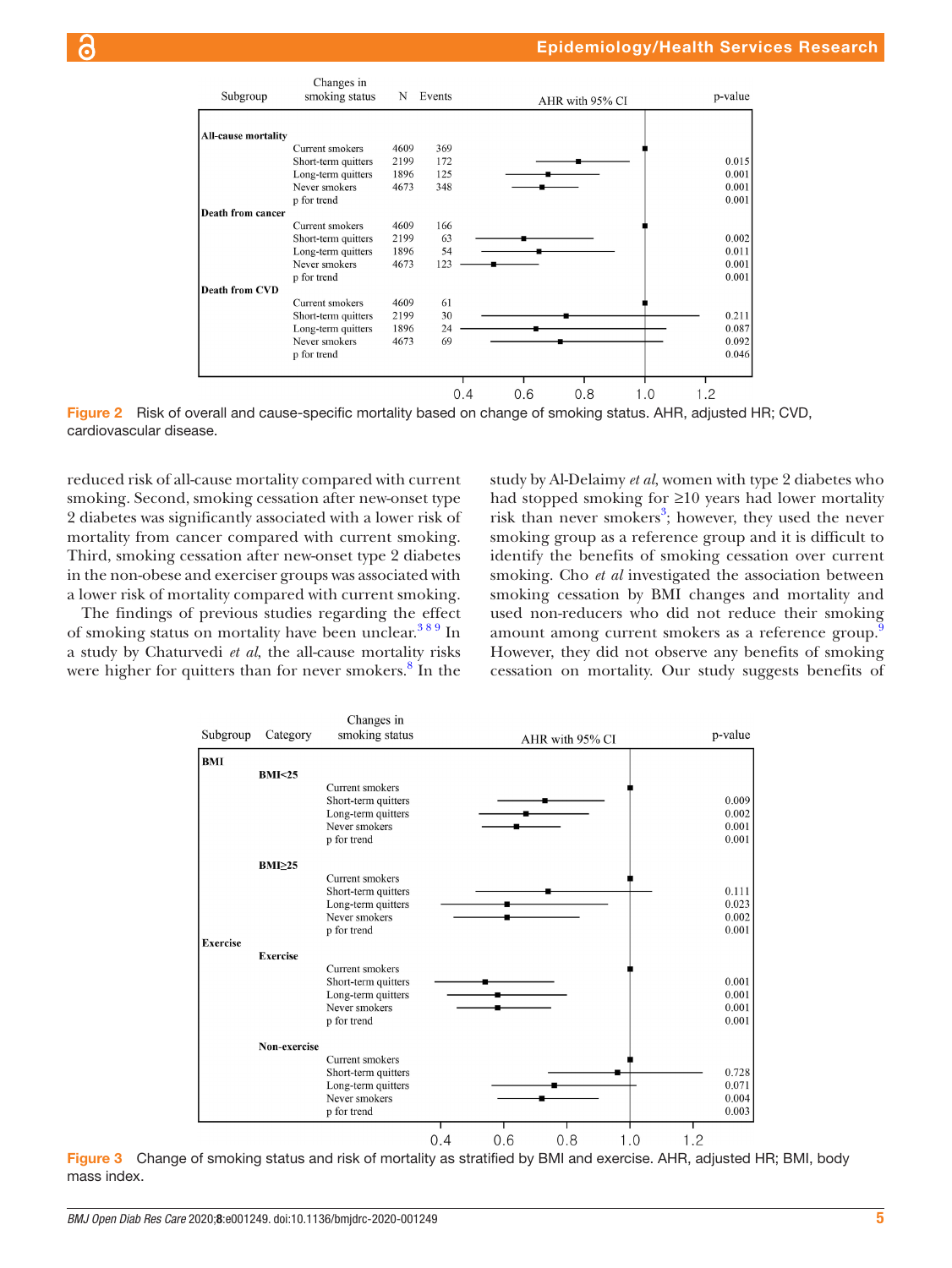| Subgroup | Changes in smoking status | N | Events | AHR with 95% CI | p-value |
|---|---|---|---|---|---|
| **All-cause mortality** | | | | | |
| | Current smokers | 4609 | 369 | | |
| | Short-term quitters | 2199 | 172 | | 0.015 |
| | Long-term quitters | 1896 | 125 | | 0.001 |
| | Never smokers | 4673 | 348 | | 0.001 |
| | p for trend | | | | 0.001 |
| **Death from cancer** | | | | | |
| | Current smokers | 4609 | 166 | | |
| | Short-term quitters | 2199 | 63 | | 0.002 |
| | Long-term quitters | 1896 | 54 | | 0.011 |
| | Never smokers | 4673 | 123 | | 0.001 |
| | p for trend | | | | 0.001 |
| **Death from CVD** | | | | | |
| | Current smokers | 4609 | 61 | | |
| | Short-term quitters | 2199 | 30 | | 0.211 |
| | Long-term quitters | 1896 | 24 | | 0.087 |
| | Never smokers | 4673 | 69 | | 0.092 |
| | p for trend | | | | 0.046 |

Figure 2 Risk of overall and cause-specific mortality based on change of smoking status. AHR, adjusted HR; CVD, cardiovascular disease.

reduced risk of all-cause mortality compared with current smoking. Second, smoking cessation after new-onset type 2 diabetes was significantly associated with a lower risk of mortality from cancer compared with current smoking. Third, smoking cessation after new-onset type 2 diabetes in the non-obese and exerciser groups was associated with a lower risk of mortality compared with current smoking.

The findings of previous studies regarding the effect of smoking status on mortality have been unclear.[3 8 9] In a study by Chaturvedi *et al*, the all-cause mortality risks were higher for quitters than for never smokers.[8] In the study by Al-Delaimy *et al*, women with type 2 diabetes who had stopped smoking for ≥10 years had lower mortality risk than never smokers[3]; however, they used the never smoking group as a reference group and it is difficult to identify the benefits of smoking cessation over current smoking. Cho *et al* investigated the association between smoking cessation by BMI changes and mortality and used non-reducers who did not reduce their smoking amount among current smokers as a reference group.[9] However, they did not observe any benefits of smoking cessation on mortality. Our study suggests benefits of

| Subgroup | Category | Changes in smoking status | AHR with 95% CI | p-value |
|---|---|---|---|---|
| **BMI** | **BMI<25** | | | |
| | | Current smokers | | |
| | | Short-term quitters | | 0.009 |
| | | Long-term quitters | | 0.002 |
| | | Never smokers | | 0.001 |
| | | p for trend | | 0.001 |
| | **BMI≥25** | | | |
| | | Current smokers | | |
| | | Short-term quitters | | 0.111 |
| | | Long-term quitters | | 0.023 |
| | | Never smokers | | 0.002 |
| | | p for trend | | 0.001 |
| **Exercise** | **Exercise** | | | |
| | | Current smokers | | |
| | | Short-term quitters | | 0.001 |
| | | Long-term quitters | | 0.001 |
| | | Never smokers | | 0.001 |
| | | p for trend | | 0.001 |
| | **Non-exercise** | | | |
| | | Current smokers | | |
| | | Short-term quitters | | 0.728 |
| | | Long-term quitters | | 0.071 |
| | | Never smokers | | 0.004 |
| | | p for trend | | 0.003 |

Figure 3 Change of smoking status and risk of mortality as stratified by BMI and exercise. AHR, adjusted HR; BMI, body mass index.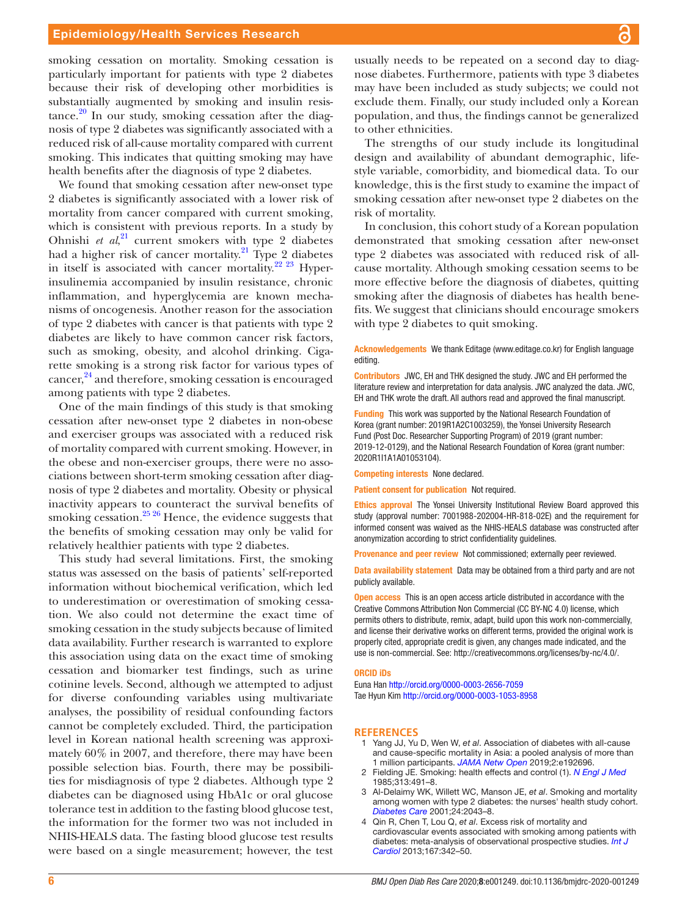smoking cessation on mortality. Smoking cessation is particularly important for patients with type 2 diabetes because their risk of developing other morbidities is substantially augmented by smoking and insulin resistance.[20] In our study, smoking cessation after the diagnosis of type 2 diabetes was significantly associated with a reduced risk of all-cause mortality compared with current smoking. This indicates that quitting smoking may have health benefits after the diagnosis of type 2 diabetes.

We found that smoking cessation after new-onset type 2 diabetes is significantly associated with a lower risk of mortality from cancer compared with current smoking, which is consistent with previous reports. In a study by Ohnishi *et al*,[21] current smokers with type 2 diabetes had a higher risk of cancer mortality.[21] Type 2 diabetes in itself is associated with cancer mortality.[22 23] Hyperinsulinemia accompanied by insulin resistance, chronic inflammation, and hyperglycemia are known mechanisms of oncogenesis. Another reason for the association of type 2 diabetes with cancer is that patients with type 2 diabetes are likely to have common cancer risk factors, such as smoking, obesity, and alcohol drinking. Cigarette smoking is a strong risk factor for various types of cancer,[24] and therefore, smoking cessation is encouraged among patients with type 2 diabetes.

One of the main findings of this study is that smoking cessation after new-onset type 2 diabetes in non-obese and exerciser groups was associated with a reduced risk of mortality compared with current smoking. However, in the obese and non-exerciser groups, there were no associations between short-term smoking cessation after diagnosis of type 2 diabetes and mortality. Obesity or physical inactivity appears to counteract the survival benefits of smoking cessation.[25 26] Hence, the evidence suggests that the benefits of smoking cessation may only be valid for relatively healthier patients with type 2 diabetes.

This study had several limitations. First, the smoking status was assessed on the basis of patients' self-reported information without biochemical verification, which led to underestimation or overestimation of smoking cessation. We also could not determine the exact time of smoking cessation in the study subjects because of limited data availability. Further research is warranted to explore this association using data on the exact time of smoking cessation and biomarker test findings, such as urine cotinine levels. Second, although we attempted to adjust for diverse confounding variables using multivariate analyses, the possibility of residual confounding factors cannot be completely excluded. Third, the participation level in Korean national health screening was approximately 60% in 2007, and therefore, there may have been possible selection bias. Fourth, there may be possibilities for misdiagnosis of type 2 diabetes. Although type 2 diabetes can be diagnosed using HbA1c or oral glucose tolerance test in addition to the fasting blood glucose test, the information for the former two was not included in NHIS-HEALS data. The fasting blood glucose test results were based on a single measurement; however, the test usually needs to be repeated on a second day to diagnose diabetes. Furthermore, patients with type 3 diabetes may have been included as study subjects; we could not exclude them. Finally, our study included only a Korean population, and thus, the findings cannot be generalized to other ethnicities.

The strengths of our study include its longitudinal design and availability of abundant demographic, lifestyle variable, comorbidity, and biomedical data. To our knowledge, this is the first study to examine the impact of smoking cessation after new-onset type 2 diabetes on the risk of mortality.

In conclusion, this cohort study of a Korean population demonstrated that smoking cessation after new-onset type 2 diabetes was associated with reduced risk of all-cause mortality. Although smoking cessation seems to be more effective before the diagnosis of diabetes, quitting smoking after the diagnosis of diabetes has health benefits. We suggest that clinicians should encourage smokers with type 2 diabetes to quit smoking.

**Acknowledgements** We thank Editage (www.editage.co.kr) for English language editing.

**Contributors** JWC, EH and THK designed the study. JWC and EH performed the literature review and interpretation for data analysis. JWC analyzed the data. JWC, EH and THK wrote the draft. All authors read and approved the final manuscript.

**Funding** This work was supported by the National Research Foundation of Korea (grant number: 2019R1A2C1003259), the Yonsei University Research Fund (Post Doc. Researcher Supporting Program) of 2019 (grant number: 2019-12-0129), and the National Research Foundation of Korea (grant number: 2020R1I1A1A01053104).

**Competing interests** None declared.

**Patient consent for publication** Not required.

**Ethics approval** The Yonsei University Institutional Review Board approved this study (approval number: 7001988-202004-HR-818-02E) and the requirement for informed consent was waived as the NHIS-HEALS database was constructed after anonymization according to strict confidentiality guidelines.

**Provenance and peer review** Not commissioned; externally peer reviewed.

**Data availability statement** Data may be obtained from a third party and are not publicly available.

**Open access** This is an open access article distributed in accordance with the Creative Commons Attribution Non Commercial (CC BY-NC 4.0) license, which permits others to distribute, remix, adapt, build upon this work non-commercially, and license their derivative works on different terms, provided the original work is properly cited, appropriate credit is given, any changes made indicated, and the use is non-commercial. See: http://creativecommons.org/licenses/by-nc/4.0/.

**ORCID iDs**

Euna Han http://orcid.org/0000-0003-2656-7059
Tae Hyun Kim http://orcid.org/0000-0003-1053-8958

## REFERENCES

1. Yang JJ, Yu D, Wen W, *et al*. Association of diabetes with all-cause and cause-specific mortality in Asia: a pooled analysis of more than 1 million participants. *JAMA Netw Open* 2019;2:e192696.
2. Fielding JE. Smoking: health effects and control (1). *N Engl J Med* 1985;313:491–8.
3. Al-Delaimy WK, Willett WC, Manson JE, *et al*. Smoking and mortality among women with type 2 diabetes: the nurses' health study cohort. *Diabetes Care* 2001;24:2043–8.
4. Qin R, Chen T, Lou Q, *et al*. Excess risk of mortality and cardiovascular events associated with smoking among patients with diabetes: meta-analysis of observational prospective studies. *Int J Cardiol* 2013;167:342–50.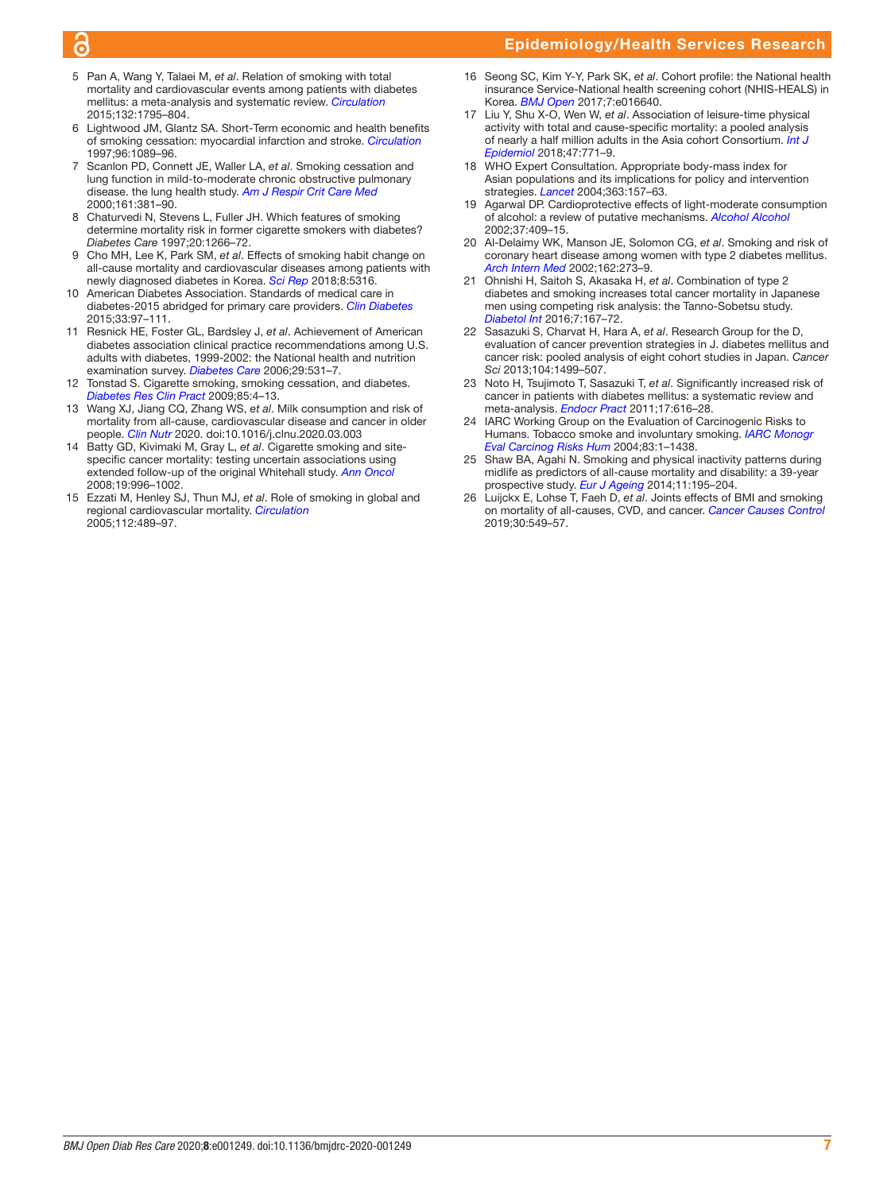5. Pan A, Wang Y, Talaei M, *et al*. Relation of smoking with total mortality and cardiovascular events among patients with diabetes mellitus: a meta-analysis and systematic review. *Circulation* 2015;132:1795–804.
6. Lightwood JM, Glantz SA. Short-Term economic and health benefits of smoking cessation: myocardial infarction and stroke. *Circulation* 1997;96:1089–96.
7. Scanlon PD, Connett JE, Waller LA, *et al*. Smoking cessation and lung function in mild-to-moderate chronic obstructive pulmonary disease. the lung health study. *Am J Respir Crit Care Med* 2000;161:381–90.
8. Chaturvedi N, Stevens L, Fuller JH. Which features of smoking determine mortality risk in former cigarette smokers with diabetes? *Diabetes Care* 1997;20:1266–72.
9. Cho MH, Lee K, Park SM, *et al*. Effects of smoking habit change on all-cause mortality and cardiovascular diseases among patients with newly diagnosed diabetes in Korea. *Sci Rep* 2018;8:5316.
10. American Diabetes Association. Standards of medical care in diabetes-2015 abridged for primary care providers. *Clin Diabetes* 2015;33:97–111.
11. Resnick HE, Foster GL, Bardsley J, *et al*. Achievement of American diabetes association clinical practice recommendations among U.S. adults with diabetes, 1999-2002: the National health and nutrition examination survey. *Diabetes Care* 2006;29:531–7.
12. Tonstad S. Cigarette smoking, smoking cessation, and diabetes. *Diabetes Res Clin Pract* 2009;85:4–13.
13. Wang XJ, Jiang CQ, Zhang WS, *et al*. Milk consumption and risk of mortality from all-cause, cardiovascular disease and cancer in older people. *Clin Nutr* 2020. doi:10.1016/j.clnu.2020.03.003
14. Batty GD, Kivimaki M, Gray L, *et al*. Cigarette smoking and site-specific cancer mortality: testing uncertain associations using extended follow-up of the original Whitehall study. *Ann Oncol* 2008;19:996–1002.
15. Ezzati M, Henley SJ, Thun MJ, *et al*. Role of smoking in global and regional cardiovascular mortality. *Circulation* 2005;112:489–97.
16. Seong SC, Kim Y-Y, Park SK, *et al*. Cohort profile: the National health insurance Service-National health screening cohort (NHIS-HEALS) in Korea. *BMJ Open* 2017;7:e016640.
17. Liu Y, Shu X-O, Wen W, *et al*. Association of leisure-time physical activity with total and cause-specific mortality: a pooled analysis of nearly a half million adults in the Asia cohort Consortium. *Int J Epidemiol* 2018;47:771–9.
18. WHO Expert Consultation. Appropriate body-mass index for Asian populations and its implications for policy and intervention strategies. *Lancet* 2004;363:157–63.
19. Agarwal DP. Cardioprotective effects of light-moderate consumption of alcohol: a review of putative mechanisms. *Alcohol Alcohol* 2002;37:409–15.
20. Al-Delaimy WK, Manson JE, Solomon CG, *et al*. Smoking and risk of coronary heart disease among women with type 2 diabetes mellitus. *Arch Intern Med* 2002;162:273–9.
21. Ohnishi H, Saitoh S, Akasaka H, *et al*. Combination of type 2 diabetes and smoking increases total cancer mortality in Japanese men using competing risk analysis: the Tanno-Sobetsu study. *Diabetol Int* 2016;7:167–72.
22. Sasazuki S, Charvat H, Hara A, *et al*. Research Group for the D, evaluation of cancer prevention strategies in J. diabetes mellitus and cancer risk: pooled analysis of eight cohort studies in Japan. *Cancer Sci* 2013;104:1499–507.
23. Noto H, Tsujimoto T, Sasazuki T, *et al*. Significantly increased risk of cancer in patients with diabetes mellitus: a systematic review and meta-analysis. *Endocr Pract* 2011;17:616–28.
24. IARC Working Group on the Evaluation of Carcinogenic Risks to Humans. Tobacco smoke and involuntary smoking. *IARC Monogr Eval Carcinog Risks Hum* 2004;83:1–1438.
25. Shaw BA, Agahi N. Smoking and physical inactivity patterns during midlife as predictors of all-cause mortality and disability: a 39-year prospective study. *Eur J Ageing* 2014;11:195–204.
26. Luijckx E, Lohse T, Faeh D, *et al*. Joints effects of BMI and smoking on mortality of all-causes, CVD, and cancer. *Cancer Causes Control* 2019;30:549–57.